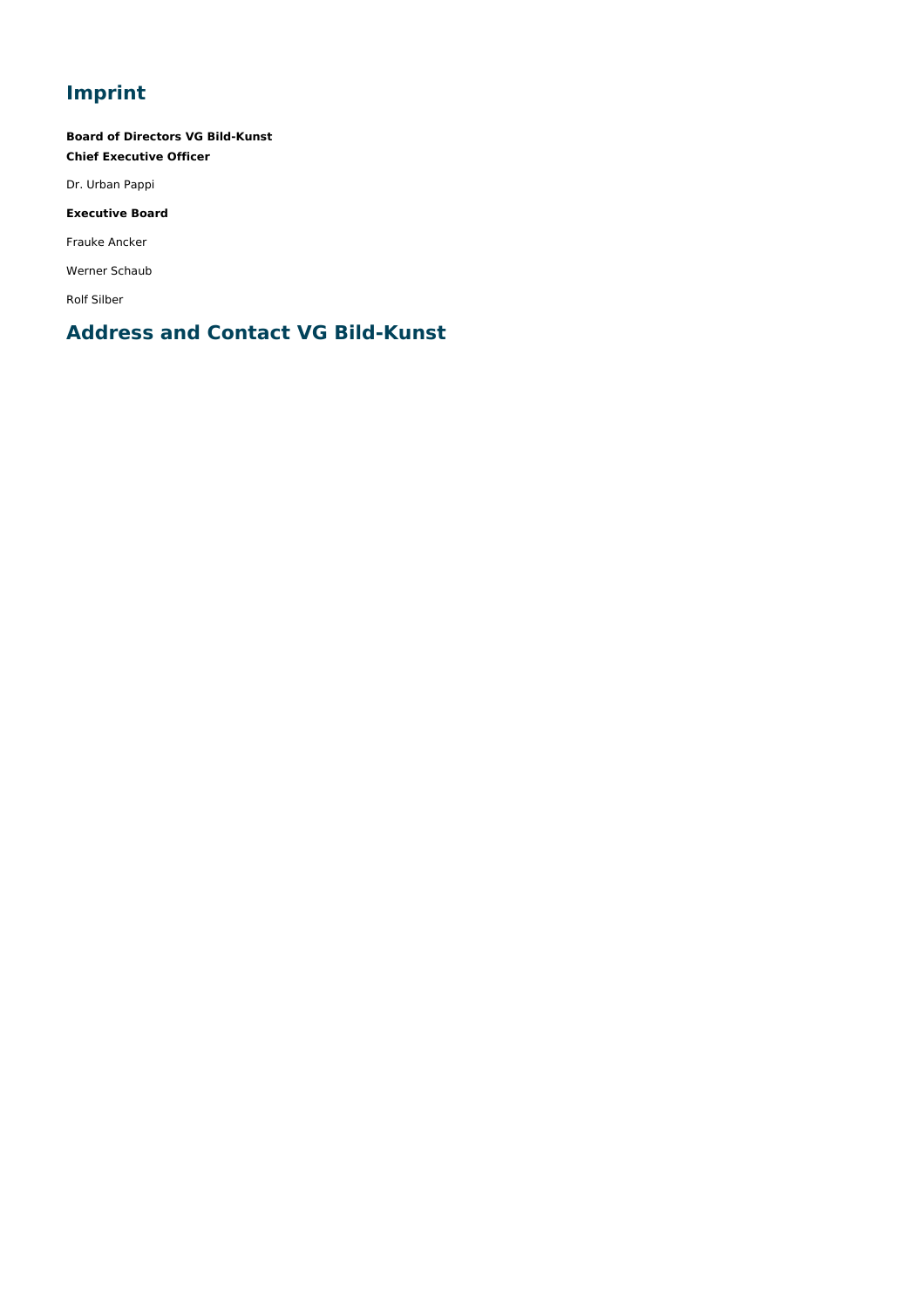# Imprint

**Board of Directors VG Bild-Kunst**
**Chief Executive Officer**

Dr. Urban Pappi

**Executive Board**

Frauke Ancker

Werner Schaub

Rolf Silber

## Address and Contact VG Bild-Kunst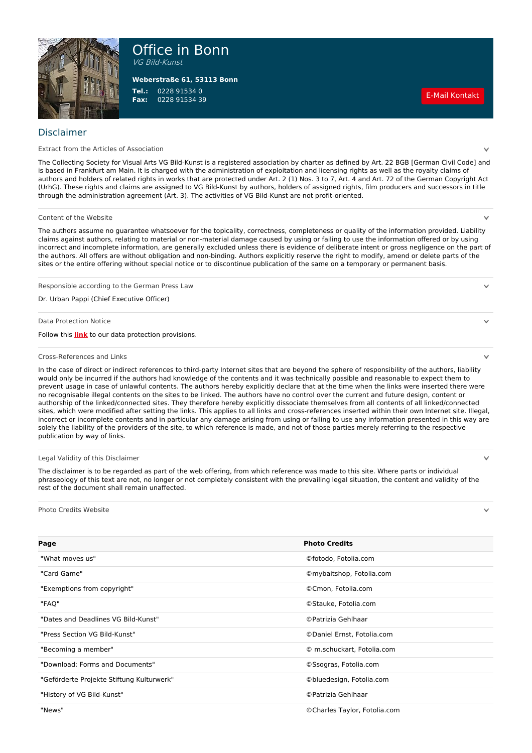# Office in Bonn

*VG Bild-Kunst*

**Weberstraße 61, 53113 Bonn**

**Tel.:** 0228 91534 0
**Fax:** 0228 91534 39

E-Mail Kontakt

## Disclaimer

### Extract from the Articles of Association

The Collecting Society for Visual Arts VG Bild-Kunst is a registered association by charter as defined by Art. 22 BGB [German Civil Code] and is based in Frankfurt am Main. It is charged with the administration of exploitation and licensing rights as well as the royalty claims of authors and holders of related rights in works that are protected under Art. 2 (1) Nos. 3 to 7, Art. 4 and Art. 72 of the German Copyright Act (UrhG). These rights and claims are assigned to VG Bild-Kunst by authors, holders of assigned rights, film producers and successors in title through the administration agreement (Art. 3). The activities of VG Bild-Kunst are not profit-oriented.

### Content of the Website

The authors assume no guarantee whatsoever for the topicality, correctness, completeness or quality of the information provided. Liability claims against authors, relating to material or non-material damage caused by using or failing to use the information offered or by using incorrect and incomplete information, are generally excluded unless there is evidence of deliberate intent or gross negligence on the part of the authors. All offers are without obligation and non-binding. Authors explicitly reserve the right to modify, amend or delete parts of the sites or the entire offering without special notice or to discontinue publication of the same on a temporary or permanent basis.

### Responsible according to the German Press Law

Dr. Urban Pappi (Chief Executive Officer)

### Data Protection Notice

Follow this **link** to our data protection provisions.

### Cross-References and Links

In the case of direct or indirect references to third-party Internet sites that are beyond the sphere of responsibility of the authors, liability would only be incurred if the authors had knowledge of the contents and it was technically possible and reasonable to expect them to prevent usage in case of unlawful contents. The authors hereby explicitly declare that at the time when the links were inserted there were no recognizable illegal contents on the sites to be linked. The authors have no control over the current and future design, content or authorship of the linked/connected sites. They therefore hereby explicitly dissociate themselves from all contents of all linked/connected sites, which were modified after setting the links. This applies to all links and cross-references inserted within their own Internet site. Illegal, incorrect or incomplete contents and in particular any damage arising from using or failing to use any information presented in this way are solely the liability of the providers of the site, to which reference is made, and not of those parties merely referring to the respective publication by way of links.

### Legal Validity of this Disclaimer

The disclaimer is to be regarded as part of the web offering, from which reference was made to this site. Where parts or individual phraseology of this text are not, no longer or not completely consistent with the prevailing legal situation, the content and validity of the rest of the document shall remain unaffected.

### Photo Credits Website

| Page | Photo Credits |
|---|---|
| "What moves us" | ©fotodo, Fotolia.com |
| "Card Game" | ©mybaitshop, Fotolia.com |
| "Exemptions from copyright" | ©Cmon, Fotolia.com |
| "FAQ" | ©Stauke, Fotolia.com |
| "Dates and Deadlines VG Bild-Kunst" | ©Patrizia Gehlhaar |
| "Press Section VG Bild-Kunst" | ©Daniel Ernst, Fotolia.com |
| "Becoming a member" | © m.schuckart, Fotolia.com |
| "Download: Forms and Documents" | ©Ssogras, Fotolia.com |
| "Geförderte Projekte Stiftung Kulturwerk" | ©bluedesign, Fotolia.com |
| "History of VG Bild-Kunst" | ©Patrizia Gehlhaar |
| "News" | ©Charles Taylor, Fotolia.com |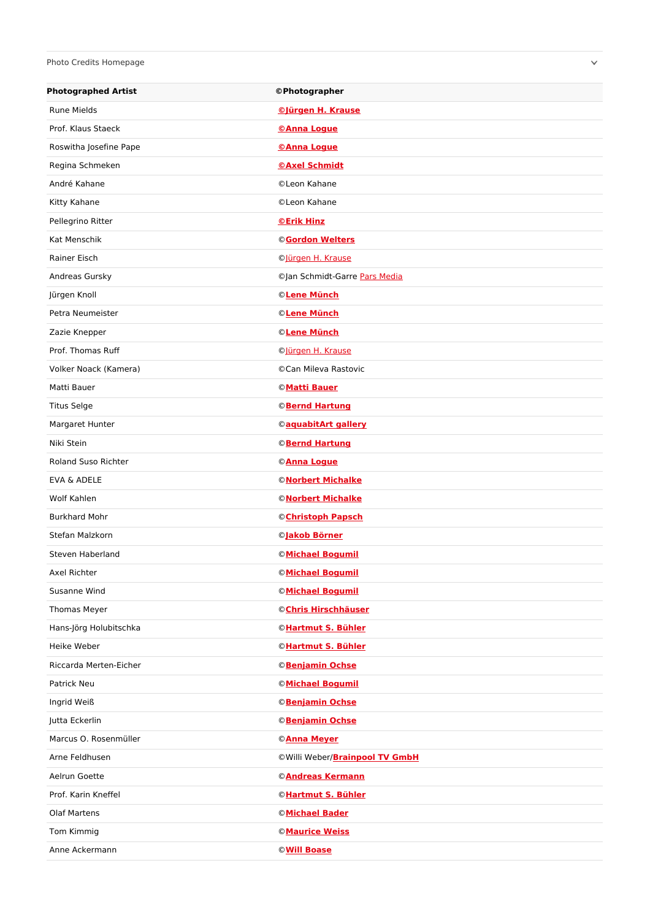Photo Credits Homepage

| Photographed Artist | ©Photographer |
| --- | --- |
| Rune Mields | **©Jürgen H. Krause** |
| Prof. Klaus Staeck | **©Anna Logue** |
| Roswitha Josefine Pape | **©Anna Logue** |
| Regina Schmeken | **©Axel Schmidt** |
| André Kahane | ©Leon Kahane |
| Kitty Kahane | ©Leon Kahane |
| Pellegrino Ritter | **©Erik Hinz** |
| Kat Menschik | ©**Gordon Welters** |
| Rainer Eisch | ©Jürgen H. Krause |
| Andreas Gursky | ©Jan Schmidt-Garre Pars Media |
| Jürgen Knoll | ©**Lene Münch** |
| Petra Neumeister | ©**Lene Münch** |
| Zazie Knepper | ©**Lene Münch** |
| Prof. Thomas Ruff | ©Jürgen H. Krause |
| Volker Noack (Kamera) | ©Can Mileva Rastovic |
| Matti Bauer | ©**Matti Bauer** |
| Titus Selge | ©**Bernd Hartung** |
| Margaret Hunter | ©**aquabitArt gallery** |
| Niki Stein | ©**Bernd Hartung** |
| Roland Suso Richter | ©**Anna Logue** |
| EVA & ADELE | ©**Norbert Michalke** |
| Wolf Kahlen | ©**Norbert Michalke** |
| Burkhard Mohr | ©**Christoph Papsch** |
| Stefan Malzkorn | ©**Jakob Börner** |
| Steven Haberland | ©**Michael Bogumil** |
| Axel Richter | ©**Michael Bogumil** |
| Susanne Wind | ©**Michael Bogumil** |
| Thomas Meyer | ©**Chris Hirschhäuser** |
| Hans-Jörg Holubitschka | ©**Hartmut S. Bühler** |
| Heike Weber | ©**Hartmut S. Bühler** |
| Riccarda Merten-Eicher | ©**Benjamin Ochse** |
| Patrick Neu | ©**Michael Bogumil** |
| Ingrid Weiß | ©**Benjamin Ochse** |
| Jutta Eckerlin | ©**Benjamin Ochse** |
| Marcus O. Rosenmüller | ©**Anna Meyer** |
| Arne Feldhusen | ©Willi Weber/**Brainpool TV GmbH** |
| Aelrun Goette | ©**Andreas Kermann** |
| Prof. Karin Kneffel | ©**Hartmut S. Bühler** |
| Olaf Martens | ©**Michael Bader** |
| Tom Kimmig | ©**Maurice Weiss** |
| Anne Ackermann | ©**Will Boase** |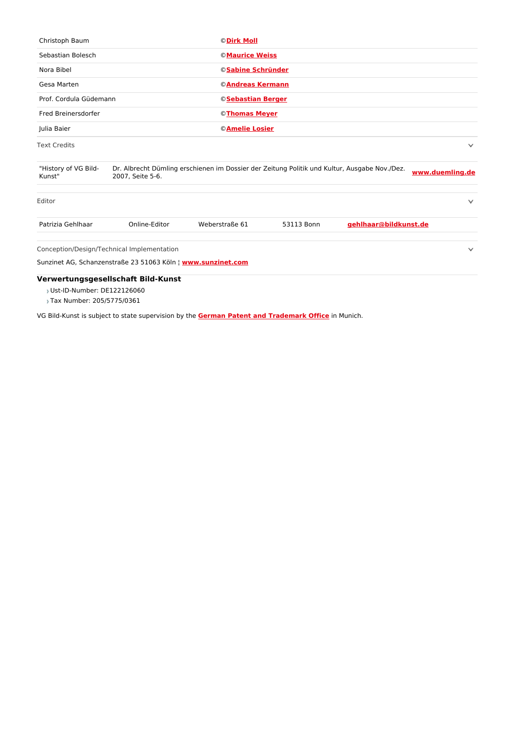| | |
|---|---|
| Christoph Baum | ©**Dirk Moll** |
| Sebastian Bolesch | ©**Maurice Weiss** |
| Nora Bibel | ©**Sabine Schründer** |
| Gesa Marten | ©**Andreas Kermann** |
| Prof. Cordula Güdemann | ©**Sebastian Berger** |
| Fred Breinersdorfer | ©**Thomas Meyer** |
| Julia Baier | ©**Amelie Losier** |

Text Credits

| | | |
|---|---|---|
| "History of VG Bild-Kunst" | Dr. Albrecht Dümling erschienen im Dossier der Zeitung Politik und Kultur, Ausgabe Nov./Dez. 2007, Seite 5-6. | **www.duemling.de** |

Editor

| | | | | |
|---|---|---|---|---|
| Patrizia Gehlhaar | Online-Editor | Weberstraße 61 | 53113 Bonn | **gehlhaar@bildkunst.de** |

Conception/Design/Technical Implementation

Sunzinet AG, Schanzenstraße 23 51063 Köln ¦ **www.sunzinet.com**

**Verwertungsgesellschaft Bild-Kunst**

- Ust-ID-Number: DE122126060
- Tax Number: 205/5775/0361

VG Bild-Kunst is subject to state supervision by the **German Patent and Trademark Office** in Munich.